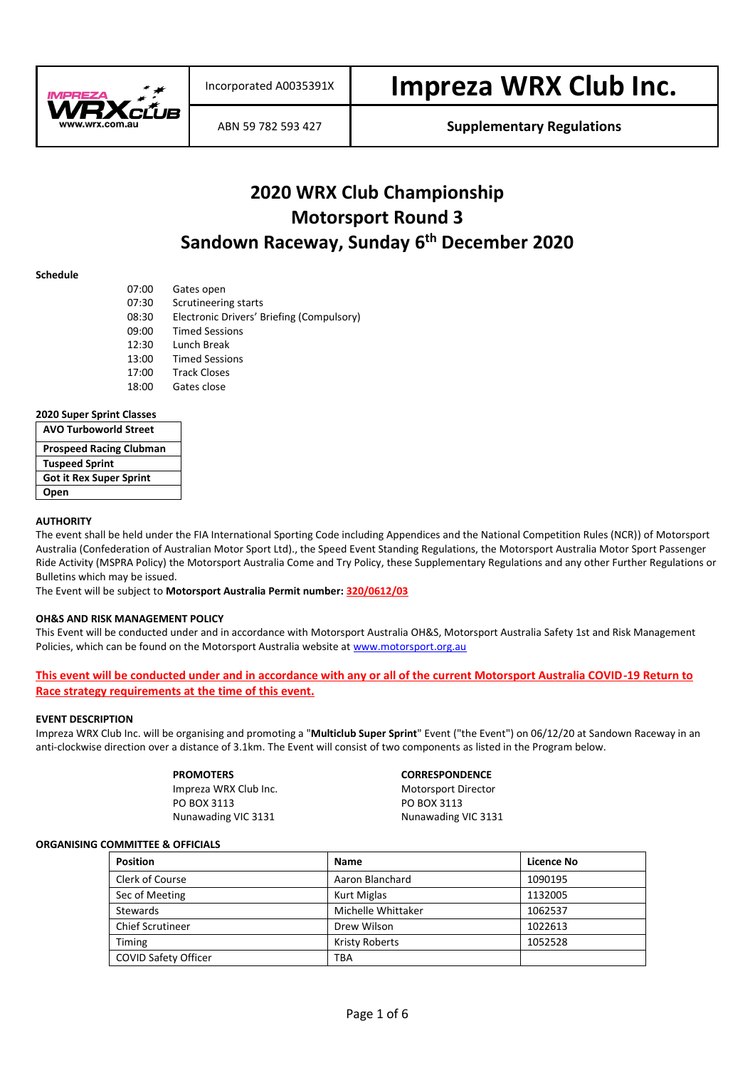| Incorporated A0035391X | **Impreza WRX Club Inc.** |
| --- | --- |
| ABN 59 782 593 427 | **Supplementary Regulations** |

# 2020 WRX Club Championship
# Motorsport Round 3
# Sandown Raceway, Sunday 6th December 2020

**Schedule**

| | |
| --- | --- |
| 07:00 | Gates open |
| 07:30 | Scrutineering starts |
| 08:30 | Electronic Drivers' Briefing (Compulsory) |
| 09:00 | Timed Sessions |
| 12:30 | Lunch Break |
| 13:00 | Timed Sessions |
| 17:00 | Track Closes |
| 18:00 | Gates close |

**2020 Super Sprint Classes**

| |
| --- |
| **AVO Turboworld Street** |
| **Prospeed Racing Clubman** |
| **Tuspeed Sprint** |
| **Got it Rex Super Sprint** |
| **Open** |

**AUTHORITY**

The event shall be held under the FIA International Sporting Code including Appendices and the National Competition Rules (NCR)) of Motorsport Australia (Confederation of Australian Motor Sport Ltd)., the Speed Event Standing Regulations, the Motorsport Australia Motor Sport Passenger Ride Activity (MSPRA Policy) the Motorsport Australia Come and Try Policy, these Supplementary Regulations and any other Further Regulations or Bulletins which may be issued.

The Event will be subject to **Motorsport Australia Permit number: 320/0612/03**

**OH&S AND RISK MANAGEMENT POLICY**

This Event will be conducted under and in accordance with Motorsport Australia OH&S, Motorsport Australia Safety 1st and Risk Management Policies, which can be found on the Motorsport Australia website at www.motorsport.org.au

**This event will be conducted under and in accordance with any or all of the current Motorsport Australia COVID-19 Return to Race strategy requirements at the time of this event.**

**EVENT DESCRIPTION**

Impreza WRX Club Inc. will be organising and promoting a "**Multiclub Super Sprint**" Event ("the Event") on 06/12/20 at Sandown Raceway in an anti-clockwise direction over a distance of 3.1km. The Event will consist of two components as listed in the Program below.

**PROMOTERS**
Impreza WRX Club Inc.
PO BOX 3113
Nunawading VIC 3131

**CORRESPONDENCE**
Motorsport Director
PO BOX 3113
Nunawading VIC 3131

**ORGANISING COMMITTEE & OFFICIALS**

| Position | Name | Licence No |
| --- | --- | --- |
| Clerk of Course | Aaron Blanchard | 1090195 |
| Sec of Meeting | Kurt Miglas | 1132005 |
| Stewards | Michelle Whittaker | 1062537 |
| Chief Scrutineer | Drew Wilson | 1022613 |
| Timing | Kristy Roberts | 1052528 |
| COVID Safety Officer | TBA | |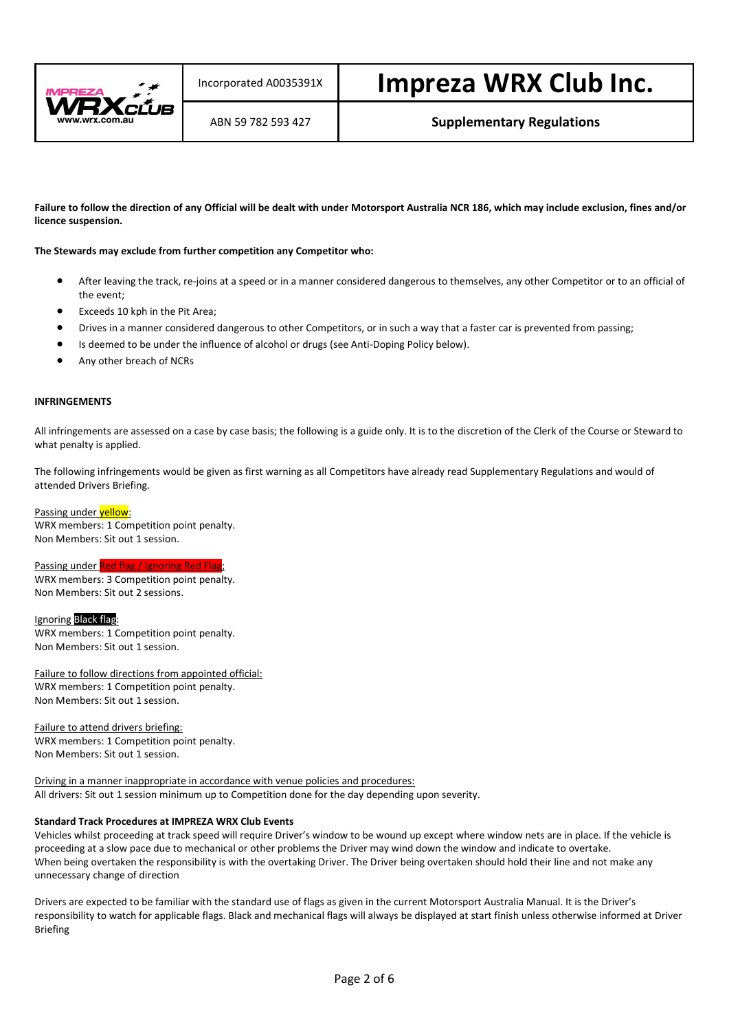**Failure to follow the direction of any Official will be dealt with under Motorsport Australia NCR 186, which may include exclusion, fines and/or licence suspension.**

**The Stewards may exclude from further competition any Competitor who:**

- After leaving the track, re-joins at a speed or in a manner considered dangerous to themselves, any other Competitor or to an official of the event;
- Exceeds 10 kph in the Pit Area;
- Drives in a manner considered dangerous to other Competitors, or in such a way that a faster car is prevented from passing;
- Is deemed to be under the influence of alcohol or drugs (see Anti-Doping Policy below).
- Any other breach of NCRs

**INFRINGEMENTS**

All infringements are assessed on a case by case basis; the following is a guide only. It is to the discretion of the Clerk of the Course or Steward to what penalty is applied.

The following infringements would be given as first warning as all Competitors have already read Supplementary Regulations and would of attended Drivers Briefing.

Passing under yellow:
WRX members: 1 Competition point penalty.
Non Members: Sit out 1 session.

Passing under Red flag / Ignoring Red Flag:
WRX members: 3 Competition point penalty.
Non Members: Sit out 2 sessions.

Ignoring Black flag:
WRX members: 1 Competition point penalty.
Non Members: Sit out 1 session.

Failure to follow directions from appointed official:
WRX members: 1 Competition point penalty.
Non Members: Sit out 1 session.

Failure to attend drivers briefing:
WRX members: 1 Competition point penalty.
Non Members: Sit out 1 session.

Driving in a manner inappropriate in accordance with venue policies and procedures:
All drivers: Sit out 1 session minimum up to Competition done for the day depending upon severity.

**Standard Track Procedures at IMPREZA WRX Club Events**

Vehicles whilst proceeding at track speed will require Driver's window to be wound up except where window nets are in place. If the vehicle is proceeding at a slow pace due to mechanical or other problems the Driver may wind down the window and indicate to overtake.
When being overtaken the responsibility is with the overtaking Driver. The Driver being overtaken should hold their line and not make any unnecessary change of direction

Drivers are expected to be familiar with the standard use of flags as given in the current Motorsport Australia Manual. It is the Driver's responsibility to watch for applicable flags. Black and mechanical flags will always be displayed at start finish unless otherwise informed at Driver Briefing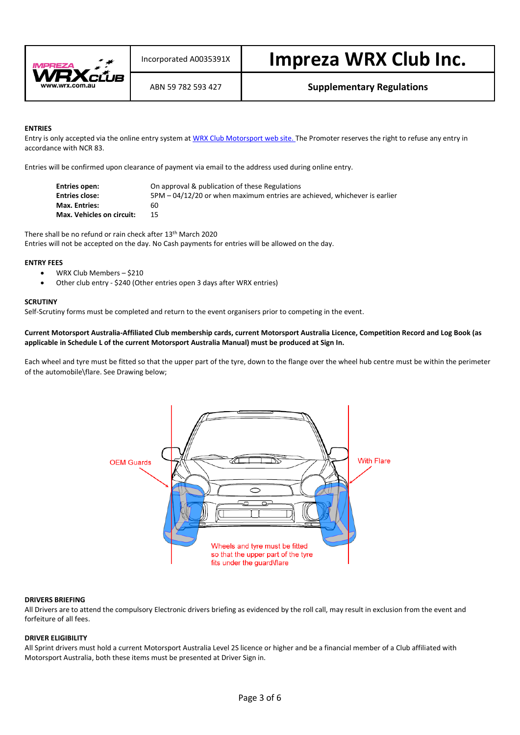| | Incorporated A0035391X | **Impreza WRX Club Inc.** |
|---|---|---|
| | ABN 59 782 593 427 | **Supplementary Regulations** |

**ENTRIES**

Entry is only accepted via the online entry system at WRX Club Motorsport web site. The Promoter reserves the right to refuse any entry in accordance with NCR 83.

Entries will be confirmed upon clearance of payment via email to the address used during online entry.

| | |
|---|---|
| **Entries open:** | On approval & publication of these Regulations |
| **Entries close:** | 5PM – 04/12/20 or when maximum entries are achieved, whichever is earlier |
| **Max. Entries:** | 60 |
| **Max. Vehicles on circuit:** | 15 |

There shall be no refund or rain check after 13th March 2020
Entries will not be accepted on the day. No Cash payments for entries will be allowed on the day.

**ENTRY FEES**

- WRX Club Members – $210
- Other club entry - $240 (Other entries open 3 days after WRX entries)

**SCRUTINY**

Self-Scrutiny forms must be completed and return to the event organisers prior to competing in the event.

**Current Motorsport Australia-Affiliated Club membership cards, current Motorsport Australia Licence, Competition Record and Log Book (as applicable in Schedule L of the current Motorsport Australia Manual) must be produced at Sign In.**

Each wheel and tyre must be fitted so that the upper part of the tyre, down to the flange over the wheel hub centre must be within the perimeter of the automobile\flare. See Drawing below;

OEM Guards

With Flare

Wheels and tyre must be fitted so that the upper part of the tyre fits under the guard\flare

**DRIVERS BRIEFING**

All Drivers are to attend the compulsory Electronic drivers briefing as evidenced by the roll call, may result in exclusion from the event and forfeiture of all fees.

**DRIVER ELIGIBILITY**

All Sprint drivers must hold a current Motorsport Australia Level 2S licence or higher and be a financial member of a Club affiliated with Motorsport Australia, both these items must be presented at Driver Sign in.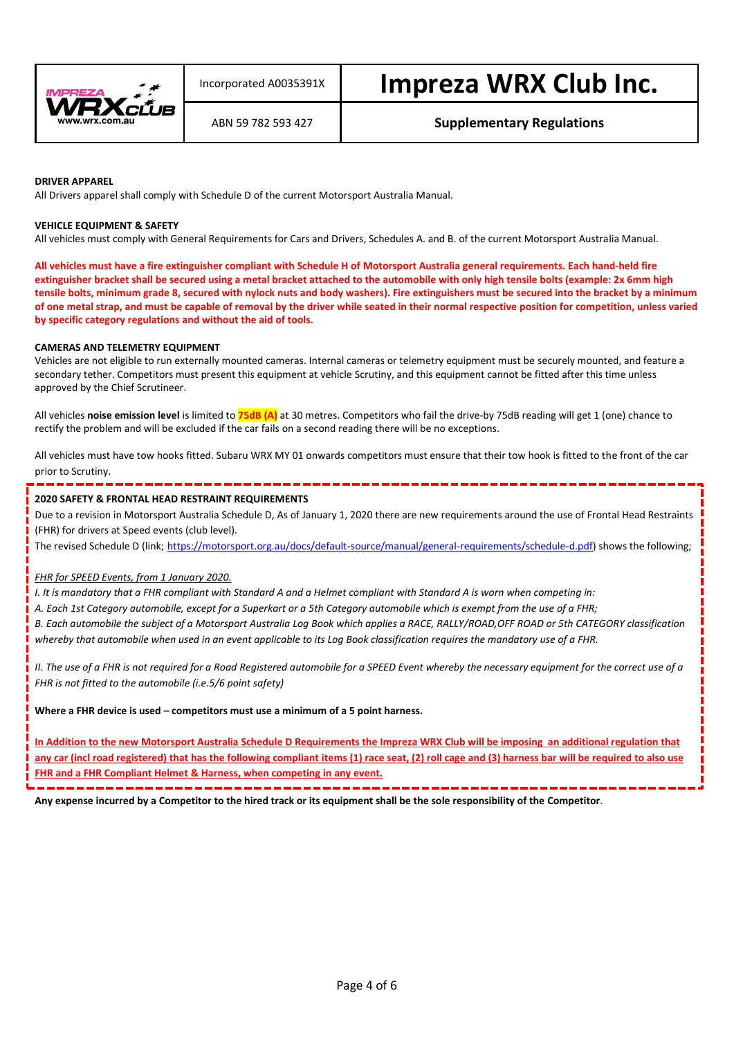| Incorporated A0035391X | Impreza WRX Club Inc. |
|---|---|
| ABN 59 782 593 427 | Supplementary Regulations |

**DRIVER APPAREL**

All Drivers apparel shall comply with Schedule D of the current Motorsport Australia Manual.

**VEHICLE EQUIPMENT & SAFETY**

All vehicles must comply with General Requirements for Cars and Drivers, Schedules A. and B. of the current Motorsport Australia Manual.

**All vehicles must have a fire extinguisher compliant with Schedule H of Motorsport Australia general requirements. Each hand-held fire extinguisher bracket shall be secured using a metal bracket attached to the automobile with only high tensile bolts (example: 2x 6mm high tensile bolts, minimum grade 8, secured with nylock nuts and body washers). Fire extinguishers must be secured into the bracket by a minimum of one metal strap, and must be capable of removal by the driver while seated in their normal respective position for competition, unless varied by specific category regulations and without the aid of tools.**

**CAMERAS AND TELEMETRY EQUIPMENT**

Vehicles are not eligible to run externally mounted cameras. Internal cameras or telemetry equipment must be securely mounted, and feature a secondary tether. Competitors must present this equipment at vehicle Scrutiny, and this equipment cannot be fitted after this time unless approved by the Chief Scrutineer.

All vehicles **noise emission level** is limited to **75dB (A)** at 30 metres. Competitors who fail the drive-by 75dB reading will get 1 (one) chance to rectify the problem and will be excluded if the car fails on a second reading there will be no exceptions.

All vehicles must have tow hooks fitted. Subaru WRX MY 01 onwards competitors must ensure that their tow hook is fitted to the front of the car prior to Scrutiny.

**2020 SAFETY & FRONTAL HEAD RESTRAINT REQUIREMENTS**

Due to a revision in Motorsport Australia Schedule D, As of January 1, 2020 there are new requirements around the use of Frontal Head Restraints (FHR) for drivers at Speed events (club level).

The revised Schedule D (link; https://motorsport.org.au/docs/default-source/manual/general-requirements/schedule-d.pdf) shows the following;

*FHR for SPEED Events, from 1 January 2020.*

*I. It is mandatory that a FHR compliant with Standard A and a Helmet compliant with Standard A is worn when competing in:*

*A. Each 1st Category automobile, except for a Superkart or a 5th Category automobile which is exempt from the use of a FHR;*

*B. Each automobile the subject of a Motorsport Australia Log Book which applies a RACE, RALLY/ROAD,OFF ROAD or 5th CATEGORY classification whereby that automobile when used in an event applicable to its Log Book classification requires the mandatory use of a FHR.*

*II. The use of a FHR is not required for a Road Registered automobile for a SPEED Event whereby the necessary equipment for the correct use of a FHR is not fitted to the automobile (i.e.5/6 point safety)*

**Where a FHR device is used – competitors must use a minimum of a 5 point harness.**

**In Addition to the new Motorsport Australia Schedule D Requirements the Impreza WRX Club will be imposing an additional regulation that any car (incl road registered) that has the following compliant items (1) race seat, (2) roll cage and (3) harness bar will be required to also use FHR and a FHR Compliant Helmet & Harness, when competing in any event.**

**Any expense incurred by a Competitor to the hired track or its equipment shall be the sole responsibility of the Competitor**.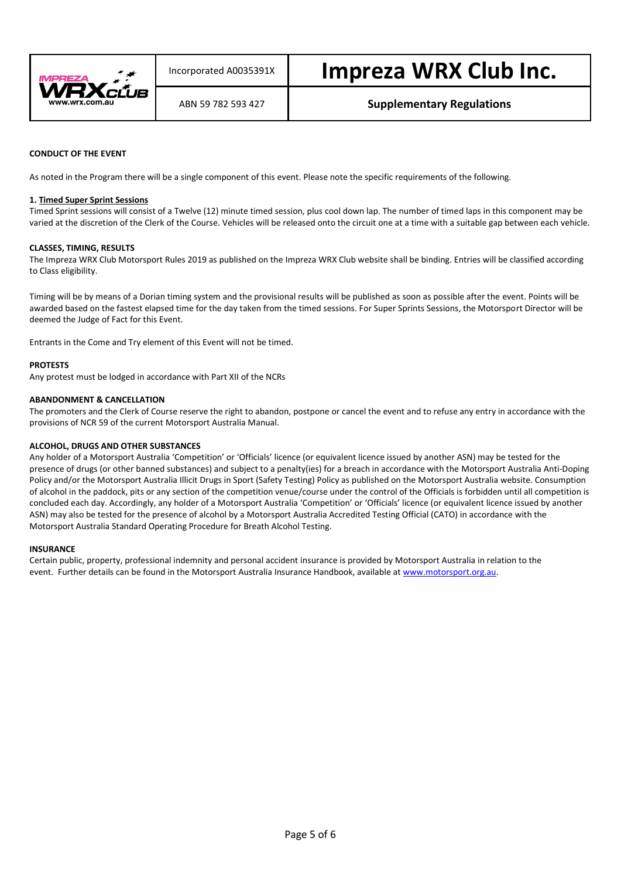**CONDUCT OF THE EVENT**

As noted in the Program there will be a single component of this event. Please note the specific requirements of the following.

**1. Timed Super Sprint Sessions**

Timed Sprint sessions will consist of a Twelve (12) minute timed session, plus cool down lap. The number of timed laps in this component may be varied at the discretion of the Clerk of the Course. Vehicles will be released onto the circuit one at a time with a suitable gap between each vehicle.

**CLASSES, TIMING, RESULTS**

The Impreza WRX Club Motorsport Rules 2019 as published on the Impreza WRX Club website shall be binding. Entries will be classified according to Class eligibility.

Timing will be by means of a Dorian timing system and the provisional results will be published as soon as possible after the event. Points will be awarded based on the fastest elapsed time for the day taken from the timed sessions. For Super Sprints Sessions, the Motorsport Director will be deemed the Judge of Fact for this Event.

Entrants in the Come and Try element of this Event will not be timed.

**PROTESTS**

Any protest must be lodged in accordance with Part XII of the NCRs

**ABANDONMENT & CANCELLATION**

The promoters and the Clerk of Course reserve the right to abandon, postpone or cancel the event and to refuse any entry in accordance with the provisions of NCR 59 of the current Motorsport Australia Manual.

**ALCOHOL, DRUGS AND OTHER SUBSTANCES**

Any holder of a Motorsport Australia 'Competition' or 'Officials' licence (or equivalent licence issued by another ASN) may be tested for the presence of drugs (or other banned substances) and subject to a penalty(ies) for a breach in accordance with the Motorsport Australia Anti-Doping Policy and/or the Motorsport Australia Illicit Drugs in Sport (Safety Testing) Policy as published on the Motorsport Australia website. Consumption of alcohol in the paddock, pits or any section of the competition venue/course under the control of the Officials is forbidden until all competition is concluded each day. Accordingly, any holder of a Motorsport Australia 'Competition' or 'Officials' licence (or equivalent licence issued by another ASN) may also be tested for the presence of alcohol by a Motorsport Australia Accredited Testing Official (CATO) in accordance with the Motorsport Australia Standard Operating Procedure for Breath Alcohol Testing.

**INSURANCE**

Certain public, property, professional indemnity and personal accident insurance is provided by Motorsport Australia in relation to the event. Further details can be found in the Motorsport Australia Insurance Handbook, available at www.motorsport.org.au.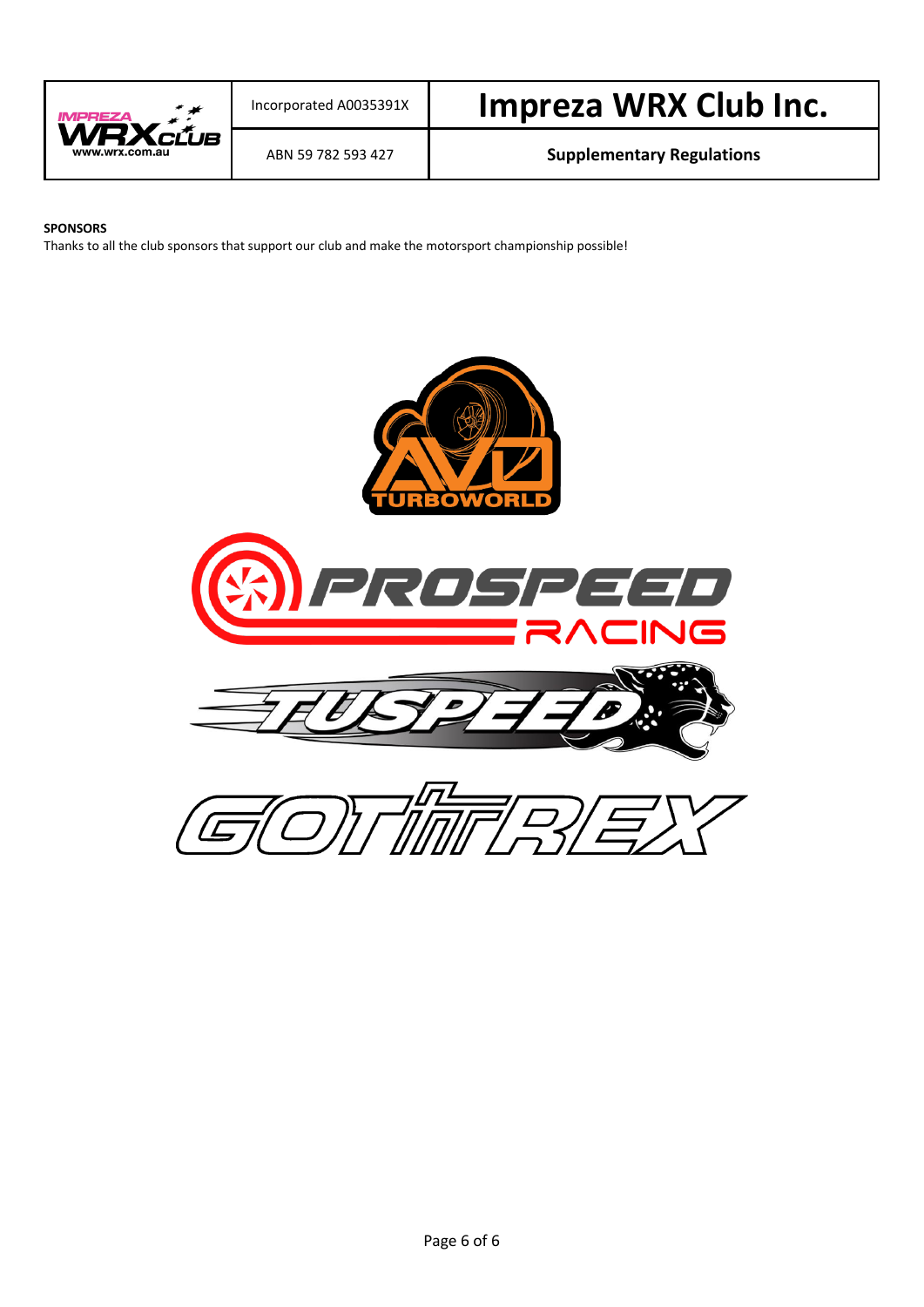**SPONSORS**

Thanks to all the club sponsors that support our club and make the motorsport championship possible!